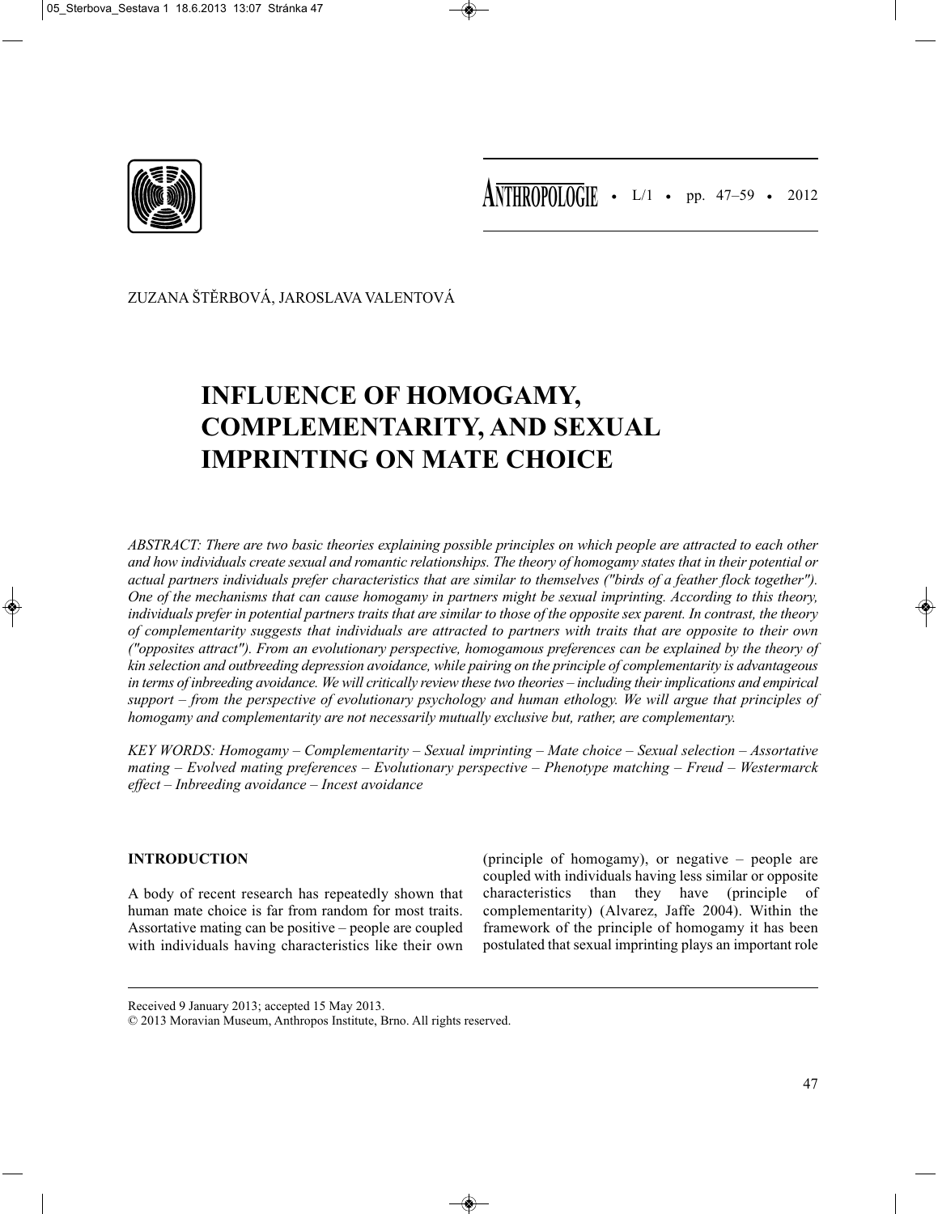ZUZANA ŠTĚRBOVÁ, JAROSLAVA VALENTOVÁ

# INFLUENCE OF HOMOGAMY, COMPLEMENTARITY, AND SEXUAL IMPRINTING ON MATE CHOICE

*ABSTRACT: There are two basic theories explaining possible principles on which people are attracted to each other and how individuals create sexual and romantic relationships. The theory of homogamy states that in their potential or actual partners individuals prefer characteristics that are similar to themselves ("birds of a feather flock together"). One of the mechanisms that can cause homogamy in partners might be sexual imprinting. According to this theory, individuals prefer in potential partners traits that are similar to those of the opposite sex parent. In contrast, the theory of complementarity suggests that individuals are attracted to partners with traits that are opposite to their own ("opposites attract"). From an evolutionary perspective, homogamous preferences can be explained by the theory of kin selection and outbreeding depression avoidance, while pairing on the principle of complementarity is advantageous in terms of inbreeding avoidance. We will critically review these two theories – including their implications and empirical support – from the perspective of evolutionary psychology and human ethology. We will argue that principles of homogamy and complementarity are not necessarily mutually exclusive but, rather, are complementary.*

*KEY WORDS: Homogamy – Complementarity – Sexual imprinting – Mate choice – Sexual selection – Assortative mating – Evolved mating preferences – Evolutionary perspective – Phenotype matching – Freud – Westermarck effect – Inbreeding avoidance – Incest avoidance*

## INTRODUCTION

A body of recent research has repeatedly shown that human mate choice is far from random for most traits. Assortative mating can be positive – people are coupled with individuals having characteristics like their own (principle of homogamy), or negative – people are coupled with individuals having less similar or opposite characteristics than they have (principle of complementarity) (Alvarez, Jaffe 2004). Within the framework of the principle of homogamy it has been postulated that sexual imprinting plays an important role

Received 9 January 2013; accepted 15 May 2013.

© 2013 Moravian Museum, Anthropos Institute, Brno. All rights reserved.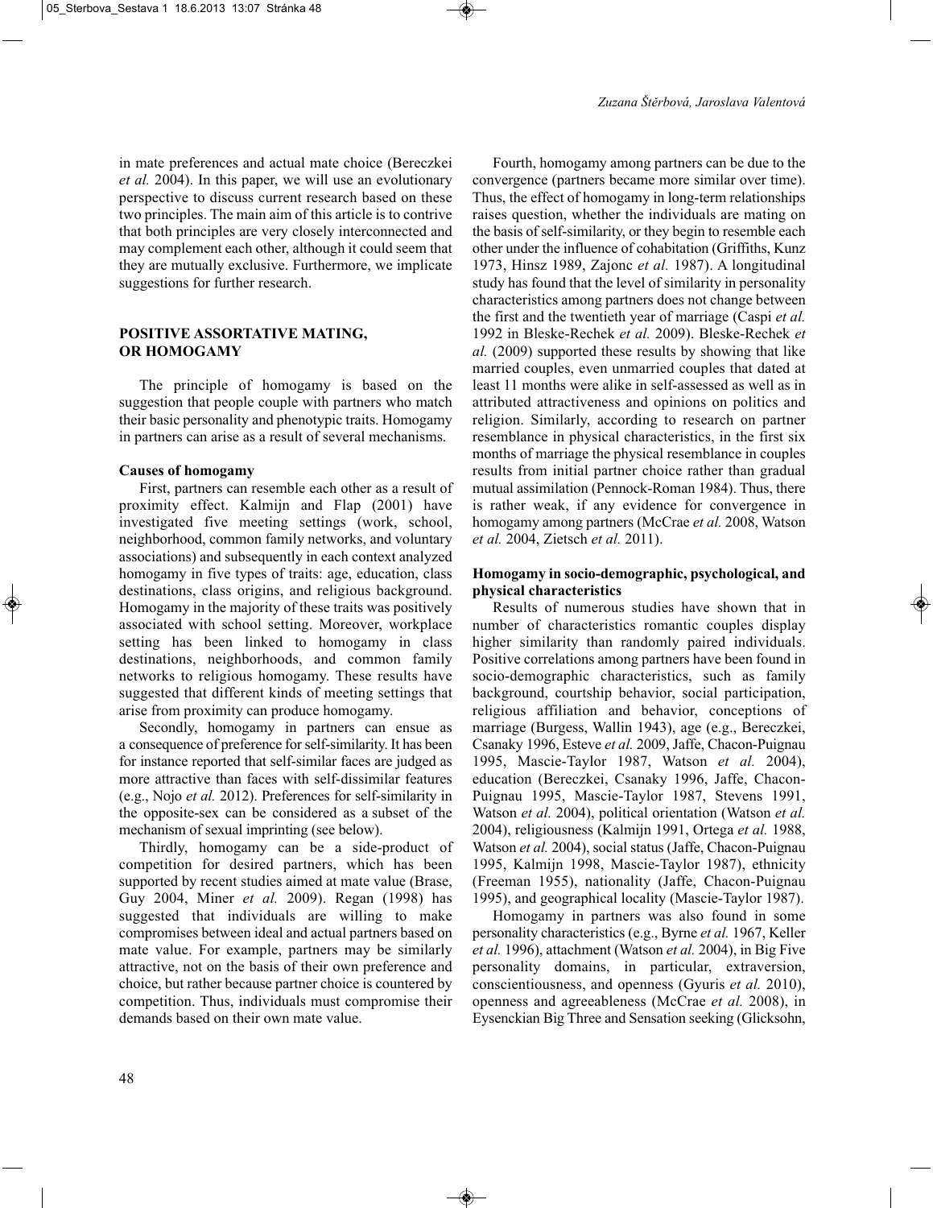in mate preferences and actual mate choice (Bereczkei *et al.* 2004). In this paper, we will use an evolutionary perspective to discuss current research based on these two principles. The main aim of this article is to contrive that both principles are very closely interconnected and may complement each other, although it could seem that they are mutually exclusive. Furthermore, we implicate suggestions for further research.

## POSITIVE ASSORTATIVE MATING, OR HOMOGAMY

The principle of homogamy is based on the suggestion that people couple with partners who match their basic personality and phenotypic traits. Homogamy in partners can arise as a result of several mechanisms.

### Causes of homogamy

First, partners can resemble each other as a result of proximity effect. Kalmijn and Flap (2001) have investigated five meeting settings (work, school, neighborhood, common family networks, and voluntary associations) and subsequently in each context analyzed homogamy in five types of traits: age, education, class destinations, class origins, and religious background. Homogamy in the majority of these traits was positively associated with school setting. Moreover, workplace setting has been linked to homogamy in class destinations, neighborhoods, and common family networks to religious homogamy. These results have suggested that different kinds of meeting settings that arise from proximity can produce homogamy.

Secondly, homogamy in partners can ensue as a consequence of preference for self-similarity. It has been for instance reported that self-similar faces are judged as more attractive than faces with self-dissimilar features (e.g., Nojo *et al.* 2012). Preferences for self-similarity in the opposite-sex can be considered as a subset of the mechanism of sexual imprinting (see below).

Thirdly, homogamy can be a side-product of competition for desired partners, which has been supported by recent studies aimed at mate value (Brase, Guy 2004, Miner *et al.* 2009). Regan (1998) has suggested that individuals are willing to make compromises between ideal and actual partners based on mate value. For example, partners may be similarly attractive, not on the basis of their own preference and choice, but rather because partner choice is countered by competition. Thus, individuals must compromise their demands based on their own mate value.

Fourth, homogamy among partners can be due to the convergence (partners became more similar over time). Thus, the effect of homogamy in long-term relationships raises question, whether the individuals are mating on the basis of self-similarity, or they begin to resemble each other under the influence of cohabitation (Griffiths, Kunz 1973, Hinsz 1989, Zajonc *et al.* 1987). A longitudinal study has found that the level of similarity in personality characteristics among partners does not change between the first and the twentieth year of marriage (Caspi *et al.* 1992 in Bleske-Rechek *et al.* 2009). Bleske-Rechek *et al.* (2009) supported these results by showing that like married couples, even unmarried couples that dated at least 11 months were alike in self-assessed as well as in attributed attractiveness and opinions on politics and religion. Similarly, according to research on partner resemblance in physical characteristics, in the first six months of marriage the physical resemblance in couples results from initial partner choice rather than gradual mutual assimilation (Pennock-Roman 1984). Thus, there is rather weak, if any evidence for convergence in homogamy among partners (McCrae *et al.* 2008, Watson *et al.* 2004, Zietsch *et al.* 2011).

### Homogamy in socio-demographic, psychological, and physical characteristics

Results of numerous studies have shown that in number of characteristics romantic couples display higher similarity than randomly paired individuals. Positive correlations among partners have been found in socio-demographic characteristics, such as family background, courtship behavior, social participation, religious affiliation and behavior, conceptions of marriage (Burgess, Wallin 1943), age (e.g., Bereczkei, Csanaky 1996, Esteve *et al.* 2009, Jaffe, Chacon-Puignau 1995, Mascie-Taylor 1987, Watson *et al.* 2004), education (Bereczkei, Csanaky 1996, Jaffe, Chacon-Puignau 1995, Mascie-Taylor 1987, Stevens 1991, Watson *et al.* 2004), political orientation (Watson *et al.* 2004), religiousness (Kalmijn 1991, Ortega *et al.* 1988, Watson *et al.* 2004), social status (Jaffe, Chacon-Puignau 1995, Kalmijn 1998, Mascie-Taylor 1987), ethnicity (Freeman 1955), nationality (Jaffe, Chacon-Puignau 1995), and geographical locality (Mascie-Taylor 1987).

Homogamy in partners was also found in some personality characteristics (e.g., Byrne *et al.* 1967, Keller *et al.* 1996), attachment (Watson *et al.* 2004), in Big Five personality domains, in particular, extraversion, conscientiousness, and openness (Gyuris *et al.* 2010), openness and agreeableness (McCrae *et al.* 2008), in Eysenckian Big Three and Sensation seeking (Glicksohn,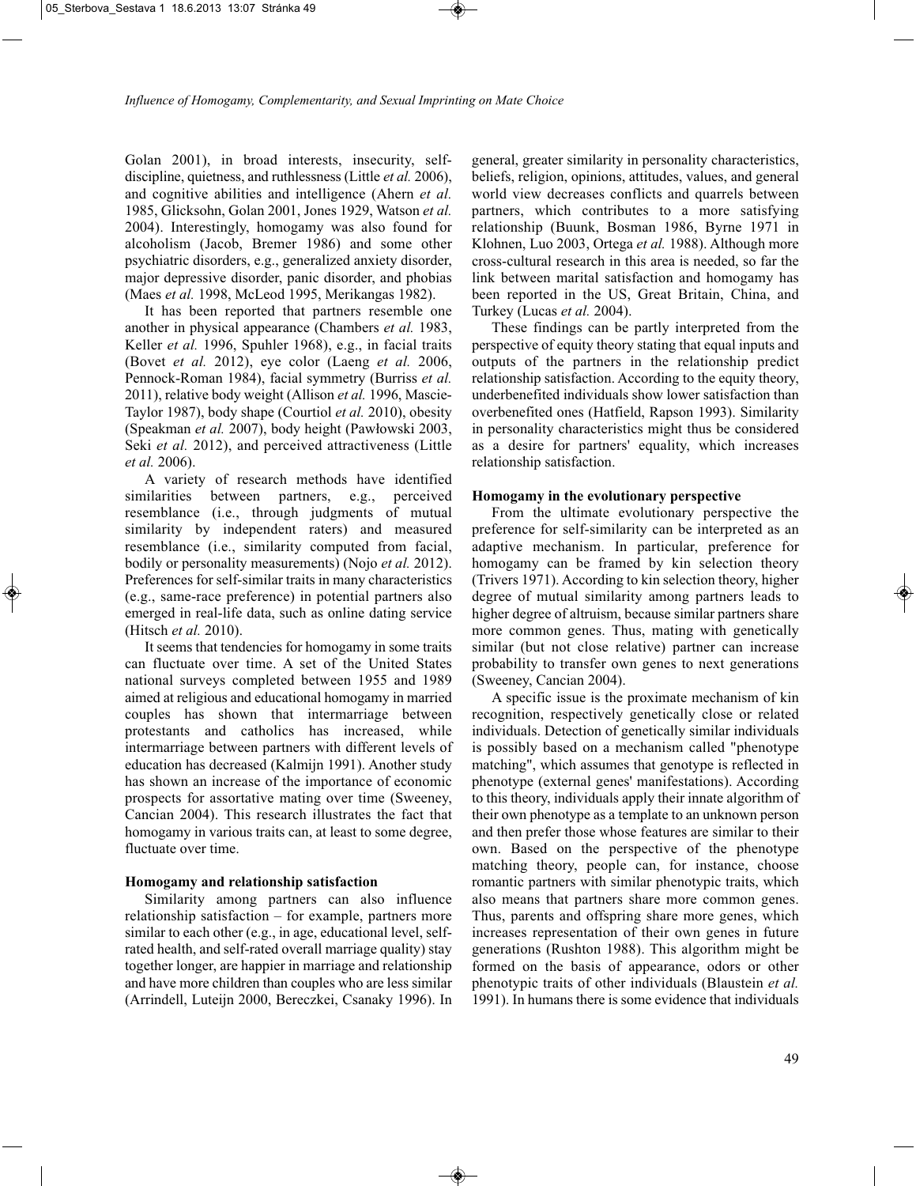Golan 2001), in broad interests, insecurity, self-discipline, quietness, and ruthlessness (Little *et al.* 2006), and cognitive abilities and intelligence (Ahern *et al.* 1985, Glicksohn, Golan 2001, Jones 1929, Watson *et al.* 2004). Interestingly, homogamy was also found for alcoholism (Jacob, Bremer 1986) and some other psychiatric disorders, e.g., generalized anxiety disorder, major depressive disorder, panic disorder, and phobias (Maes *et al.* 1998, McLeod 1995, Merikangas 1982).

It has been reported that partners resemble one another in physical appearance (Chambers *et al.* 1983, Keller *et al.* 1996, Spuhler 1968), e.g., in facial traits (Bovet *et al.* 2012), eye color (Laeng *et al.* 2006, Pennock-Roman 1984), facial symmetry (Burriss *et al.* 2011), relative body weight (Allison *et al.* 1996, Mascie-Taylor 1987), body shape (Courtiol *et al.* 2010), obesity (Speakman *et al.* 2007), body height (Pawłowski 2003, Seki *et al.* 2012), and perceived attractiveness (Little *et al.* 2006).

A variety of research methods have identified similarities between partners, e.g., perceived resemblance (i.e., through judgments of mutual similarity by independent raters) and measured resemblance (i.e., similarity computed from facial, bodily or personality measurements) (Nojo *et al.* 2012). Preferences for self-similar traits in many characteristics (e.g., same-race preference) in potential partners also emerged in real-life data, such as online dating service (Hitsch *et al.* 2010).

It seems that tendencies for homogamy in some traits can fluctuate over time. A set of the United States national surveys completed between 1955 and 1989 aimed at religious and educational homogamy in married couples has shown that intermarriage between protestants and catholics has increased, while intermarriage between partners with different levels of education has decreased (Kalmijn 1991). Another study has shown an increase of the importance of economic prospects for assortative mating over time (Sweeney, Cancian 2004). This research illustrates the fact that homogamy in various traits can, at least to some degree, fluctuate over time.

### Homogamy and relationship satisfaction

Similarity among partners can also influence relationship satisfaction – for example, partners more similar to each other (e.g., in age, educational level, self-rated health, and self-rated overall marriage quality) stay together longer, are happier in marriage and relationship and have more children than couples who are less similar (Arrindell, Luteijn 2000, Bereczkei, Csanaky 1996). In general, greater similarity in personality characteristics, beliefs, religion, opinions, attitudes, values, and general world view decreases conflicts and quarrels between partners, which contributes to a more satisfying relationship (Buunk, Bosman 1986, Byrne 1971 in Klohnen, Luo 2003, Ortega *et al.* 1988). Although more cross-cultural research in this area is needed, so far the link between marital satisfaction and homogamy has been reported in the US, Great Britain, China, and Turkey (Lucas *et al.* 2004).

These findings can be partly interpreted from the perspective of equity theory stating that equal inputs and outputs of the partners in the relationship predict relationship satisfaction. According to the equity theory, underbenefited individuals show lower satisfaction than overbenefited ones (Hatfield, Rapson 1993). Similarity in personality characteristics might thus be considered as a desire for partners' equality, which increases relationship satisfaction.

### Homogamy in the evolutionary perspective

From the ultimate evolutionary perspective the preference for self-similarity can be interpreted as an adaptive mechanism. In particular, preference for homogamy can be framed by kin selection theory (Trivers 1971). According to kin selection theory, higher degree of mutual similarity among partners leads to higher degree of altruism, because similar partners share more common genes. Thus, mating with genetically similar (but not close relative) partner can increase probability to transfer own genes to next generations (Sweeney, Cancian 2004).

A specific issue is the proximate mechanism of kin recognition, respectively genetically close or related individuals. Detection of genetically similar individuals is possibly based on a mechanism called "phenotype matching", which assumes that genotype is reflected in phenotype (external genes' manifestations). According to this theory, individuals apply their innate algorithm of their own phenotype as a template to an unknown person and then prefer those whose features are similar to their own. Based on the perspective of the phenotype matching theory, people can, for instance, choose romantic partners with similar phenotypic traits, which also means that partners share more common genes. Thus, parents and offspring share more genes, which increases representation of their own genes in future generations (Rushton 1988). This algorithm might be formed on the basis of appearance, odors or other phenotypic traits of other individuals (Blaustein *et al.* 1991). In humans there is some evidence that individuals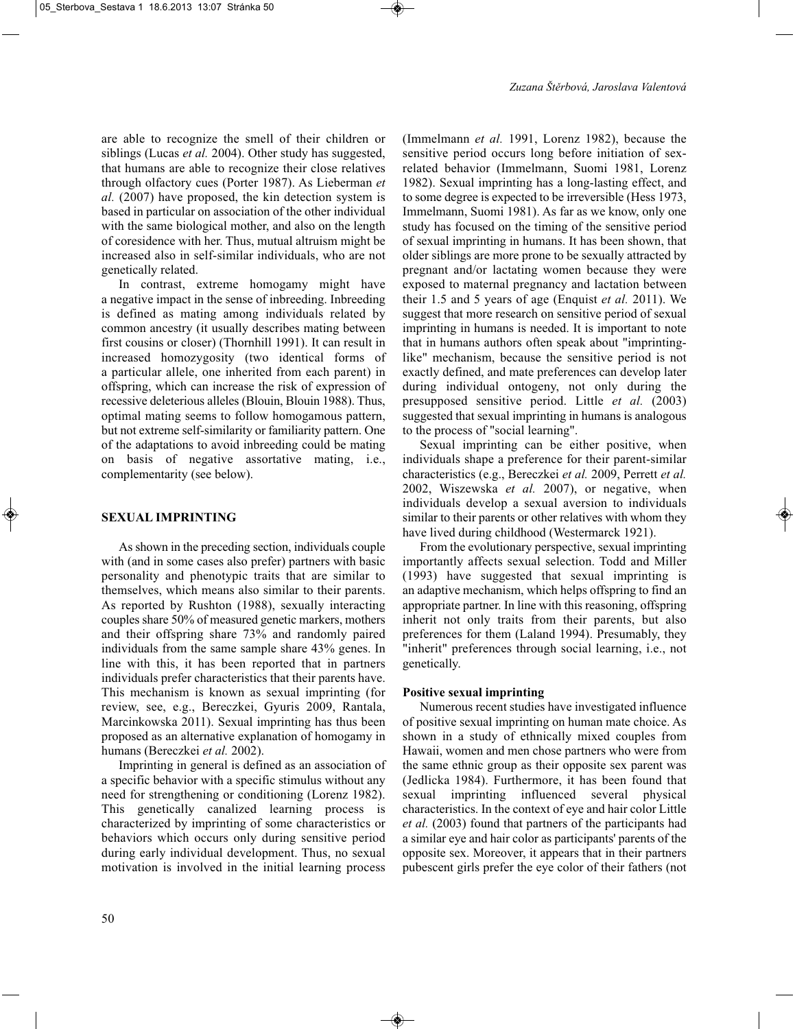are able to recognize the smell of their children or siblings (Lucas *et al.* 2004). Other study has suggested, that humans are able to recognize their close relatives through olfactory cues (Porter 1987). As Lieberman *et al.* (2007) have proposed, the kin detection system is based in particular on association of the other individual with the same biological mother, and also on the length of coresidence with her. Thus, mutual altruism might be increased also in self-similar individuals, who are not genetically related.

In contrast, extreme homogamy might have a negative impact in the sense of inbreeding. Inbreeding is defined as mating among individuals related by common ancestry (it usually describes mating between first cousins or closer) (Thornhill 1991). It can result in increased homozygosity (two identical forms of a particular allele, one inherited from each parent) in offspring, which can increase the risk of expression of recessive deleterious alleles (Blouin, Blouin 1988). Thus, optimal mating seems to follow homogamous pattern, but not extreme self-similarity or familiarity pattern. One of the adaptations to avoid inbreeding could be mating on basis of negative assortative mating, i.e., complementarity (see below).

## SEXUAL IMPRINTING

As shown in the preceding section, individuals couple with (and in some cases also prefer) partners with basic personality and phenotypic traits that are similar to themselves, which means also similar to their parents. As reported by Rushton (1988), sexually interacting couples share 50% of measured genetic markers, mothers and their offspring share 73% and randomly paired individuals from the same sample share 43% genes. In line with this, it has been reported that in partners individuals prefer characteristics that their parents have. This mechanism is known as sexual imprinting (for review, see, e.g., Bereczkei, Gyuris 2009, Rantala, Marcinkowska 2011). Sexual imprinting has thus been proposed as an alternative explanation of homogamy in humans (Bereczkei *et al.* 2002).

Imprinting in general is defined as an association of a specific behavior with a specific stimulus without any need for strengthening or conditioning (Lorenz 1982). This genetically canalized learning process is characterized by imprinting of some characteristics or behaviors which occurs only during sensitive period during early individual development. Thus, no sexual motivation is involved in the initial learning process (Immelmann *et al.* 1991, Lorenz 1982), because the sensitive period occurs long before initiation of sex-related behavior (Immelmann, Suomi 1981, Lorenz 1982). Sexual imprinting has a long-lasting effect, and to some degree is expected to be irreversible (Hess 1973, Immelmann, Suomi 1981). As far as we know, only one study has focused on the timing of the sensitive period of sexual imprinting in humans. It has been shown, that older siblings are more prone to be sexually attracted by pregnant and/or lactating women because they were exposed to maternal pregnancy and lactation between their 1.5 and 5 years of age (Enquist *et al.* 2011). We suggest that more research on sensitive period of sexual imprinting in humans is needed. It is important to note that in humans authors often speak about "imprinting-like" mechanism, because the sensitive period is not exactly defined, and mate preferences can develop later during individual ontogeny, not only during the presupposed sensitive period. Little *et al.* (2003) suggested that sexual imprinting in humans is analogous to the process of "social learning".

Sexual imprinting can be either positive, when individuals shape a preference for their parent-similar characteristics (e.g., Bereczkei *et al.* 2009, Perrett *et al.* 2002, Wiszewska *et al.* 2007), or negative, when individuals develop a sexual aversion to individuals similar to their parents or other relatives with whom they have lived during childhood (Westermarck 1921).

From the evolutionary perspective, sexual imprinting importantly affects sexual selection. Todd and Miller (1993) have suggested that sexual imprinting is an adaptive mechanism, which helps offspring to find an appropriate partner. In line with this reasoning, offspring inherit not only traits from their parents, but also preferences for them (Laland 1994). Presumably, they "inherit" preferences through social learning, i.e., not genetically.

### Positive sexual imprinting

Numerous recent studies have investigated influence of positive sexual imprinting on human mate choice. As shown in a study of ethnically mixed couples from Hawaii, women and men chose partners who were from the same ethnic group as their opposite sex parent was (Jedlicka 1984). Furthermore, it has been found that sexual imprinting influenced several physical characteristics. In the context of eye and hair color Little *et al.* (2003) found that partners of the participants had a similar eye and hair color as participants' parents of the opposite sex. Moreover, it appears that in their partners pubescent girls prefer the eye color of their fathers (not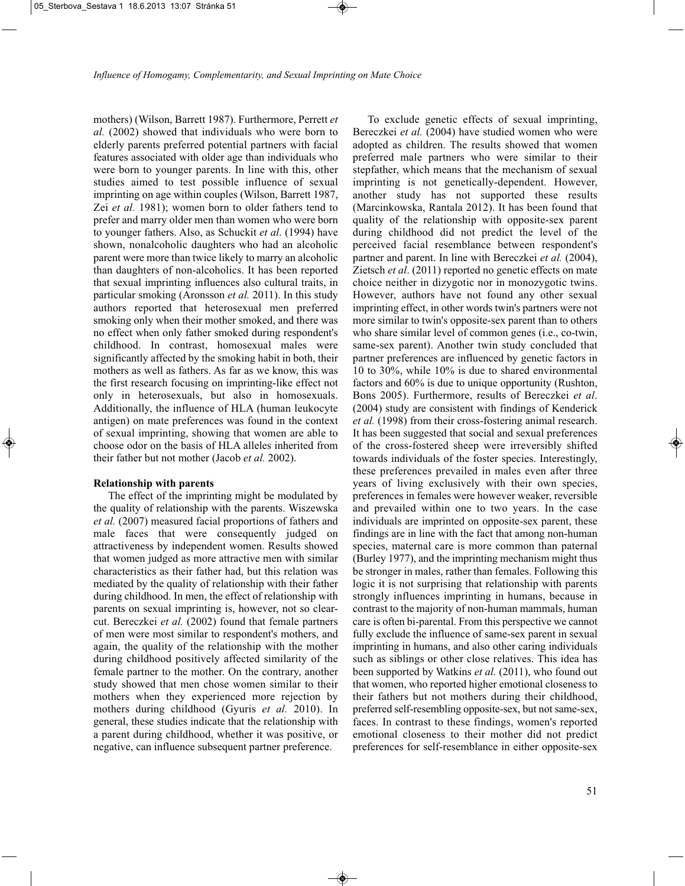mothers) (Wilson, Barrett 1987). Furthermore, Perrett *et al.* (2002) showed that individuals who were born to elderly parents preferred potential partners with facial features associated with older age than individuals who were born to younger parents. In line with this, other studies aimed to test possible influence of sexual imprinting on age within couples (Wilson, Barrett 1987, Zei *et al.* 1981); women born to older fathers tend to prefer and marry older men than women who were born to younger fathers. Also, as Schuckit *et al*. (1994) have shown, nonalcoholic daughters who had an alcoholic parent were more than twice likely to marry an alcoholic than daughters of non-alcoholics. It has been reported that sexual imprinting influences also cultural traits, in particular smoking (Aronsson *et al.* 2011). In this study authors reported that heterosexual men preferred smoking only when their mother smoked, and there was no effect when only father smoked during respondent's childhood. In contrast, homosexual males were significantly affected by the smoking habit in both, their mothers as well as fathers. As far as we know, this was the first research focusing on imprinting-like effect not only in heterosexuals, but also in homosexuals. Additionally, the influence of HLA (human leukocyte antigen) on mate preferences was found in the context of sexual imprinting, showing that women are able to choose odor on the basis of HLA alleles inherited from their father but not mother (Jacob *et al.* 2002).

**Relationship with parents**

The effect of the imprinting might be modulated by the quality of relationship with the parents. Wiszewska *et al.* (2007) measured facial proportions of fathers and male faces that were consequently judged on attractiveness by independent women. Results showed that women judged as more attractive men with similar characteristics as their father had, but this relation was mediated by the quality of relationship with their father during childhood. In men, the effect of relationship with parents on sexual imprinting is, however, not so clear-cut. Bereczkei *et al.* (2002) found that female partners of men were most similar to respondent's mothers, and again, the quality of the relationship with the mother during childhood positively affected similarity of the female partner to the mother. On the contrary, another study showed that men chose women similar to their mothers when they experienced more rejection by mothers during childhood (Gyuris *et al.* 2010). In general, these studies indicate that the relationship with a parent during childhood, whether it was positive, or negative, can influence subsequent partner preference.

To exclude genetic effects of sexual imprinting, Bereczkei *et al.* (2004) have studied women who were adopted as children. The results showed that women preferred male partners who were similar to their stepfather, which means that the mechanism of sexual imprinting is not genetically-dependent. However, another study has not supported these results (Marcinkowska, Rantala 2012). It has been found that quality of the relationship with opposite-sex parent during childhood did not predict the level of the perceived facial resemblance between respondent's partner and parent. In line with Bereczkei *et al.* (2004), Zietsch *et al*. (2011) reported no genetic effects on mate choice neither in dizygotic nor in monozygotic twins. However, authors have not found any other sexual imprinting effect, in other words twin's partners were not more similar to twin's opposite-sex parent than to others who share similar level of common genes (i.e., co-twin, same-sex parent). Another twin study concluded that partner preferences are influenced by genetic factors in 10 to 30%, while 10% is due to shared environmental factors and 60% is due to unique opportunity (Rushton, Bons 2005). Furthermore, results of Bereczkei *et al*. (2004) study are consistent with findings of Kenderick *et al.* (1998) from their cross-fostering animal research. It has been suggested that social and sexual preferences of the cross-fostered sheep were irreversibly shifted towards individuals of the foster species. Interestingly, these preferences prevailed in males even after three years of living exclusively with their own species, preferences in females were however weaker, reversible and prevailed within one to two years. In the case individuals are imprinted on opposite-sex parent, these findings are in line with the fact that among non-human species, maternal care is more common than paternal (Burley 1977), and the imprinting mechanism might thus be stronger in males, rather than females. Following this logic it is not surprising that relationship with parents strongly influences imprinting in humans, because in contrast to the majority of non-human mammals, human care is often bi-parental. From this perspective we cannot fully exclude the influence of same-sex parent in sexual imprinting in humans, and also other caring individuals such as siblings or other close relatives. This idea has been supported by Watkins *et al.* (2011), who found out that women, who reported higher emotional closeness to their fathers but not mothers during their childhood, preferred self-resembling opposite-sex, but not same-sex, faces. In contrast to these findings, women's reported emotional closeness to their mother did not predict preferences for self-resemblance in either opposite-sex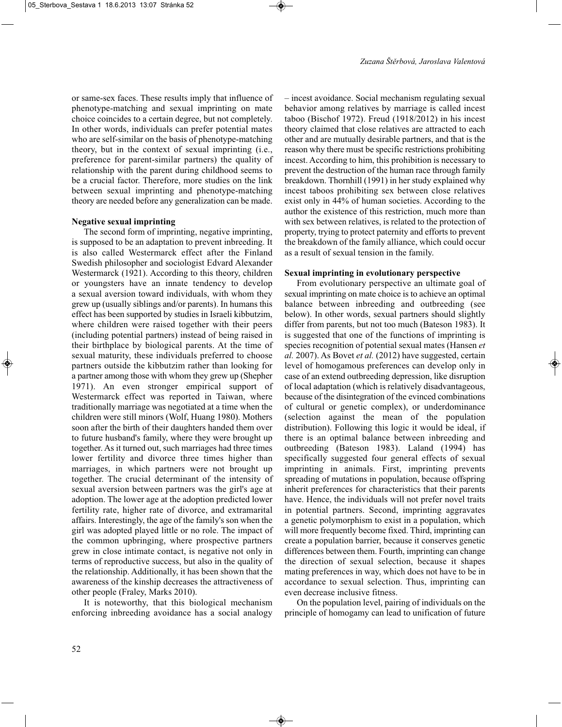or same-sex faces. These results imply that influence of phenotype-matching and sexual imprinting on mate choice coincides to a certain degree, but not completely. In other words, individuals can prefer potential mates who are self-similar on the basis of phenotype-matching theory, but in the context of sexual imprinting (i.e., preference for parent-similar partners) the quality of relationship with the parent during childhood seems to be a crucial factor. Therefore, more studies on the link between sexual imprinting and phenotype-matching theory are needed before any generalization can be made.

**Negative sexual imprinting**

The second form of imprinting, negative imprinting, is supposed to be an adaptation to prevent inbreeding. It is also called Westermarck effect after the Finland Swedish philosopher and sociologist Edvard Alexander Westermarck (1921). According to this theory, children or youngsters have an innate tendency to develop a sexual aversion toward individuals, with whom they grew up (usually siblings and/or parents). In humans this effect has been supported by studies in Israeli kibbutzim, where children were raised together with their peers (including potential partners) instead of being raised in their birthplace by biological parents. At the time of sexual maturity, these individuals preferred to choose partners outside the kibbutzim rather than looking for a partner among those with whom they grew up (Shepher 1971). An even stronger empirical support of Westermarck effect was reported in Taiwan, where traditionally marriage was negotiated at a time when the children were still minors (Wolf, Huang 1980). Mothers soon after the birth of their daughters handed them over to future husband's family, where they were brought up together. As it turned out, such marriages had three times lower fertility and divorce three times higher than marriages, in which partners were not brought up together. The crucial determinant of the intensity of sexual aversion between partners was the girl's age at adoption. The lower age at the adoption predicted lower fertility rate, higher rate of divorce, and extramarital affairs. Interestingly, the age of the family's son when the girl was adopted played little or no role. The impact of the common upbringing, where prospective partners grew in close intimate contact, is negative not only in terms of reproductive success, but also in the quality of the relationship. Additionally, it has been shown that the awareness of the kinship decreases the attractiveness of other people (Fraley, Marks 2010).

It is noteworthy, that this biological mechanism enforcing inbreeding avoidance has a social analogy – incest avoidance. Social mechanism regulating sexual behavior among relatives by marriage is called incest taboo (Bischof 1972). Freud (1918/2012) in his incest theory claimed that close relatives are attracted to each other and are mutually desirable partners, and that is the reason why there must be specific restrictions prohibiting incest. According to him, this prohibition is necessary to prevent the destruction of the human race through family breakdown. Thornhill (1991) in her study explained why incest taboos prohibiting sex between close relatives exist only in 44% of human societies. According to the author the existence of this restriction, much more than with sex between relatives, is related to the protection of property, trying to protect paternity and efforts to prevent the breakdown of the family alliance, which could occur as a result of sexual tension in the family.

**Sexual imprinting in evolutionary perspective**

From evolutionary perspective an ultimate goal of sexual imprinting on mate choice is to achieve an optimal balance between inbreeding and outbreeding (see below). In other words, sexual partners should slightly differ from parents, but not too much (Bateson 1983). It is suggested that one of the functions of imprinting is species recognition of potential sexual mates (Hansen *et al.* 2007). As Bovet *et al.* (2012) have suggested, certain level of homogamous preferences can develop only in case of an extend outbreeding depression, like disruption of local adaptation (which is relatively disadvantageous, because of the disintegration of the evinced combinations of cultural or genetic complex), or underdominance (selection against the mean of the population distribution). Following this logic it would be ideal, if there is an optimal balance between inbreeding and outbreeding (Bateson 1983). Laland (1994) has specifically suggested four general effects of sexual imprinting in animals. First, imprinting prevents spreading of mutations in population, because offspring inherit preferences for characteristics that their parents have. Hence, the individuals will not prefer novel traits in potential partners. Second, imprinting aggravates a genetic polymorphism to exist in a population, which will more frequently become fixed. Third, imprinting can create a population barrier, because it conserves genetic differences between them. Fourth, imprinting can change the direction of sexual selection, because it shapes mating preferences in way, which does not have to be in accordance to sexual selection. Thus, imprinting can even decrease inclusive fitness.

On the population level, pairing of individuals on the principle of homogamy can lead to unification of future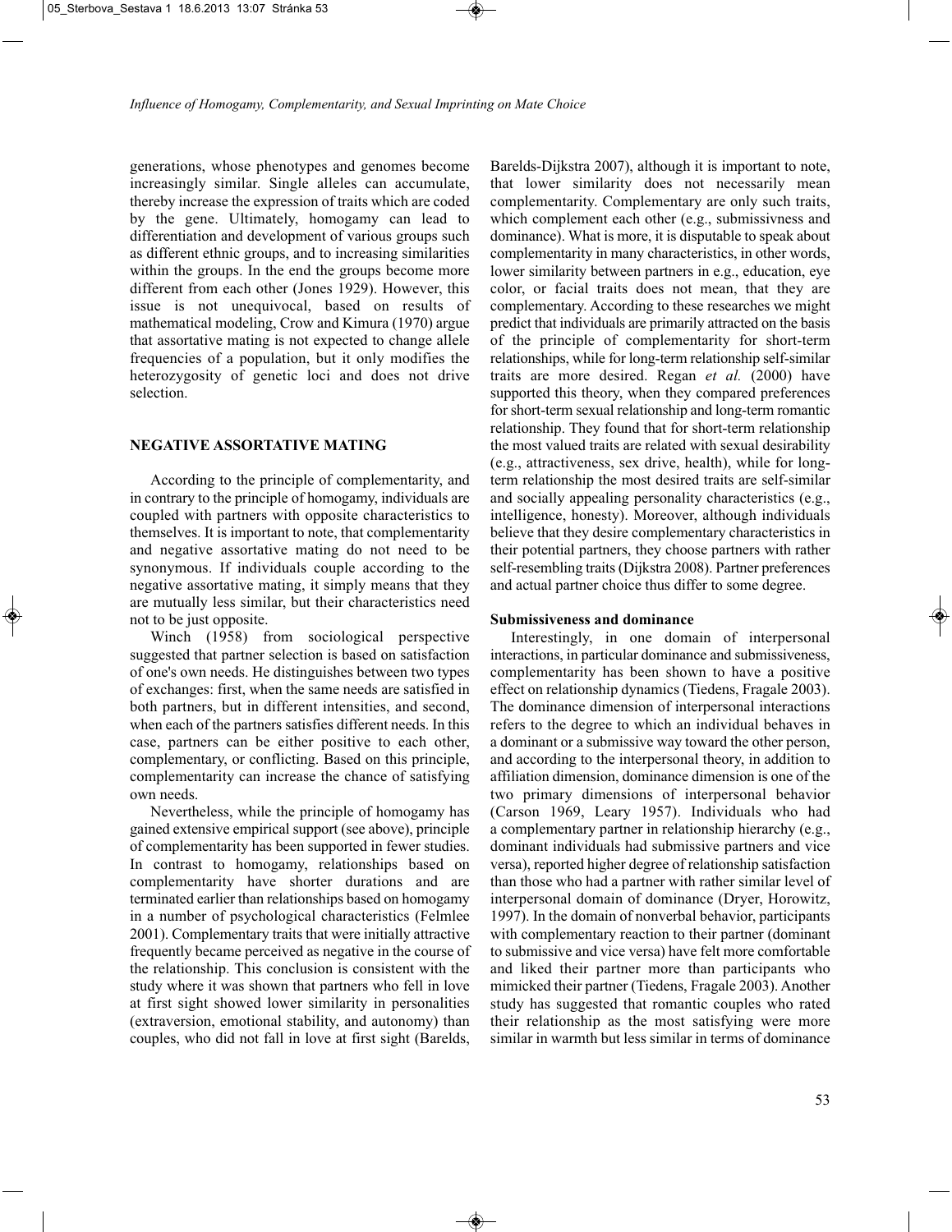generations, whose phenotypes and genomes become increasingly similar. Single alleles can accumulate, thereby increase the expression of traits which are coded by the gene. Ultimately, homogamy can lead to differentiation and development of various groups such as different ethnic groups, and to increasing similarities within the groups. In the end the groups become more different from each other (Jones 1929). However, this issue is not unequivocal, based on results of mathematical modeling, Crow and Kimura (1970) argue that assortative mating is not expected to change allele frequencies of a population, but it only modifies the heterozygosity of genetic loci and does not drive selection.

## NEGATIVE ASSORTATIVE MATING

According to the principle of complementarity, and in contrary to the principle of homogamy, individuals are coupled with partners with opposite characteristics to themselves. It is important to note, that complementarity and negative assortative mating do not need to be synonymous. If individuals couple according to the negative assortative mating, it simply means that they are mutually less similar, but their characteristics need not to be just opposite.

Winch (1958) from sociological perspective suggested that partner selection is based on satisfaction of one's own needs. He distinguishes between two types of exchanges: first, when the same needs are satisfied in both partners, but in different intensities, and second, when each of the partners satisfies different needs. In this case, partners can be either positive to each other, complementary, or conflicting. Based on this principle, complementarity can increase the chance of satisfying own needs.

Nevertheless, while the principle of homogamy has gained extensive empirical support (see above), principle of complementarity has been supported in fewer studies. In contrast to homogamy, relationships based on complementarity have shorter durations and are terminated earlier than relationships based on homogamy in a number of psychological characteristics (Felmlee 2001). Complementary traits that were initially attractive frequently became perceived as negative in the course of the relationship. This conclusion is consistent with the study where it was shown that partners who fell in love at first sight showed lower similarity in personalities (extraversion, emotional stability, and autonomy) than couples, who did not fall in love at first sight (Barelds, Barelds-Dijkstra 2007), although it is important to note, that lower similarity does not necessarily mean complementarity. Complementary are only such traits, which complement each other (e.g., submissivness and dominance). What is more, it is disputable to speak about complementarity in many characteristics, in other words, lower similarity between partners in e.g., education, eye color, or facial traits does not mean, that they are complementary. According to these researches we might predict that individuals are primarily attracted on the basis of the principle of complementarity for short-term relationships, while for long-term relationship self-similar traits are more desired. Regan *et al.* (2000) have supported this theory, when they compared preferences for short-term sexual relationship and long-term romantic relationship. They found that for short-term relationship the most valued traits are related with sexual desirability (e.g., attractiveness, sex drive, health), while for long-term relationship the most desired traits are self-similar and socially appealing personality characteristics (e.g., intelligence, honesty). Moreover, although individuals believe that they desire complementary characteristics in their potential partners, they choose partners with rather self-resembling traits (Dijkstra 2008). Partner preferences and actual partner choice thus differ to some degree.

### Submissiveness and dominance

Interestingly, in one domain of interpersonal interactions, in particular dominance and submissiveness, complementarity has been shown to have a positive effect on relationship dynamics (Tiedens, Fragale 2003). The dominance dimension of interpersonal interactions refers to the degree to which an individual behaves in a dominant or a submissive way toward the other person, and according to the interpersonal theory, in addition to affiliation dimension, dominance dimension is one of the two primary dimensions of interpersonal behavior (Carson 1969, Leary 1957). Individuals who had a complementary partner in relationship hierarchy (e.g., dominant individuals had submissive partners and vice versa), reported higher degree of relationship satisfaction than those who had a partner with rather similar level of interpersonal domain of dominance (Dryer, Horowitz, 1997). In the domain of nonverbal behavior, participants with complementary reaction to their partner (dominant to submissive and vice versa) have felt more comfortable and liked their partner more than participants who mimicked their partner (Tiedens, Fragale 2003). Another study has suggested that romantic couples who rated their relationship as the most satisfying were more similar in warmth but less similar in terms of dominance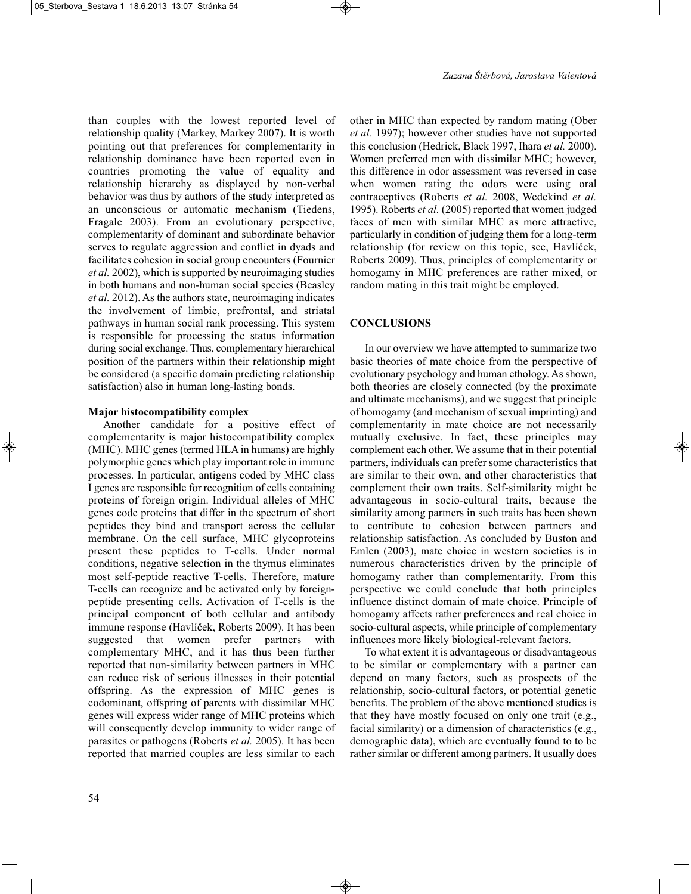than couples with the lowest reported level of relationship quality (Markey, Markey 2007). It is worth pointing out that preferences for complementarity in relationship dominance have been reported even in countries promoting the value of equality and relationship hierarchy as displayed by non-verbal behavior was thus by authors of the study interpreted as an unconscious or automatic mechanism (Tiedens, Fragale 2003). From an evolutionary perspective, complementarity of dominant and subordinate behavior serves to regulate aggression and conflict in dyads and facilitates cohesion in social group encounters (Fournier *et al.* 2002), which is supported by neuroimaging studies in both humans and non-human social species (Beasley *et al.* 2012). As the authors state, neuroimaging indicates the involvement of limbic, prefrontal, and striatal pathways in human social rank processing. This system is responsible for processing the status information during social exchange. Thus, complementary hierarchical position of the partners within their relationship might be considered (a specific domain predicting relationship satisfaction) also in human long-lasting bonds.

#### Major histocompatibility complex

Another candidate for a positive effect of complementarity is major histocompatibility complex (MHC). MHC genes (termed HLA in humans) are highly polymorphic genes which play important role in immune processes. In particular, antigens coded by MHC class I genes are responsible for recognition of cells containing proteins of foreign origin. Individual alleles of MHC genes code proteins that differ in the spectrum of short peptides they bind and transport across the cellular membrane. On the cell surface, MHC glycoproteins present these peptides to T-cells. Under normal conditions, negative selection in the thymus eliminates most self-peptide reactive T-cells. Therefore, mature T-cells can recognize and be activated only by foreign-peptide presenting cells. Activation of T-cells is the principal component of both cellular and antibody immune response (Havlíček, Roberts 2009). It has been suggested that women prefer partners with complementary MHC, and it has thus been further reported that non-similarity between partners in MHC can reduce risk of serious illnesses in their potential offspring. As the expression of MHC genes is codominant, offspring of parents with dissimilar MHC genes will express wider range of MHC proteins which will consequently develop immunity to wider range of parasites or pathogens (Roberts *et al.* 2005). It has been reported that married couples are less similar to each other in MHC than expected by random mating (Ober *et al.* 1997); however other studies have not supported this conclusion (Hedrick, Black 1997, Ihara *et al.* 2000). Women preferred men with dissimilar MHC; however, this difference in odor assessment was reversed in case when women rating the odors were using oral contraceptives (Roberts *et al.* 2008, Wedekind *et al.* 1995). Roberts *et al.* (2005) reported that women judged faces of men with similar MHC as more attractive, particularly in condition of judging them for a long-term relationship (for review on this topic, see, Havlíček, Roberts 2009). Thus, principles of complementarity or homogamy in MHC preferences are rather mixed, or random mating in this trait might be employed.

## CONCLUSIONS

In our overview we have attempted to summarize two basic theories of mate choice from the perspective of evolutionary psychology and human ethology. As shown, both theories are closely connected (by the proximate and ultimate mechanisms), and we suggest that principle of homogamy (and mechanism of sexual imprinting) and complementarity in mate choice are not necessarily mutually exclusive. In fact, these principles may complement each other. We assume that in their potential partners, individuals can prefer some characteristics that are similar to their own, and other characteristics that complement their own traits. Self-similarity might be advantageous in socio-cultural traits, because the similarity among partners in such traits has been shown to contribute to cohesion between partners and relationship satisfaction. As concluded by Buston and Emlen (2003), mate choice in western societies is in numerous characteristics driven by the principle of homogamy rather than complementarity. From this perspective we could conclude that both principles influence distinct domain of mate choice. Principle of homogamy affects rather preferences and real choice in socio-cultural aspects, while principle of complementary influences more likely biological-relevant factors.

To what extent it is advantageous or disadvantageous to be similar or complementary with a partner can depend on many factors, such as prospects of the relationship, socio-cultural factors, or potential genetic benefits. The problem of the above mentioned studies is that they have mostly focused on only one trait (e.g., facial similarity) or a dimension of characteristics (e.g., demographic data), which are eventually found to to be rather similar or different among partners. It usually does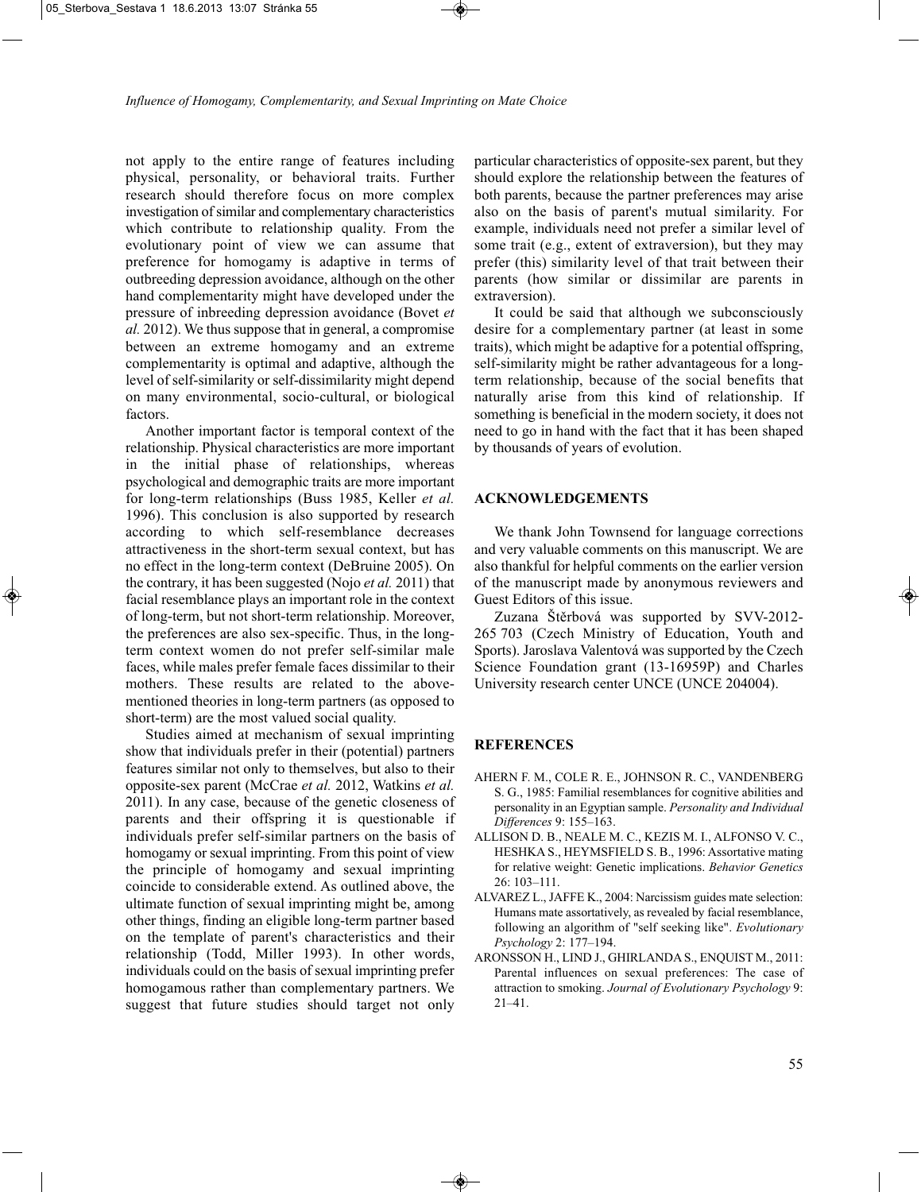not apply to the entire range of features including physical, personality, or behavioral traits. Further research should therefore focus on more complex investigation of similar and complementary characteristics which contribute to relationship quality. From the evolutionary point of view we can assume that preference for homogamy is adaptive in terms of outbreeding depression avoidance, although on the other hand complementarity might have developed under the pressure of inbreeding depression avoidance (Bovet *et al.* 2012). We thus suppose that in general, a compromise between an extreme homogamy and an extreme complementarity is optimal and adaptive, although the level of self-similarity or self-dissimilarity might depend on many environmental, socio-cultural, or biological factors.

Another important factor is temporal context of the relationship. Physical characteristics are more important in the initial phase of relationships, whereas psychological and demographic traits are more important for long-term relationships (Buss 1985, Keller *et al.* 1996). This conclusion is also supported by research according to which self-resemblance decreases attractiveness in the short-term sexual context, but has no effect in the long-term context (DeBruine 2005). On the contrary, it has been suggested (Nojo *et al.* 2011) that facial resemblance plays an important role in the context of long-term, but not short-term relationship. Moreover, the preferences are also sex-specific. Thus, in the long-term context women do not prefer self-similar male faces, while males prefer female faces dissimilar to their mothers. These results are related to the above-mentioned theories in long-term partners (as opposed to short-term) are the most valued social quality.

Studies aimed at mechanism of sexual imprinting show that individuals prefer in their (potential) partners features similar not only to themselves, but also to their opposite-sex parent (McCrae *et al.* 2012, Watkins *et al.* 2011). In any case, because of the genetic closeness of parents and their offspring it is questionable if individuals prefer self-similar partners on the basis of homogamy or sexual imprinting. From this point of view the principle of homogamy and sexual imprinting coincide to considerable extend. As outlined above, the ultimate function of sexual imprinting might be, among other things, finding an eligible long-term partner based on the template of parent's characteristics and their relationship (Todd, Miller 1993). In other words, individuals could on the basis of sexual imprinting prefer homogamous rather than complementary partners. We suggest that future studies should target not only particular characteristics of opposite-sex parent, but they should explore the relationship between the features of both parents, because the partner preferences may arise also on the basis of parent's mutual similarity. For example, individuals need not prefer a similar level of some trait (e.g., extent of extraversion), but they may prefer (this) similarity level of that trait between their parents (how similar or dissimilar are parents in extraversion).

It could be said that although we subconsciously desire for a complementary partner (at least in some traits), which might be adaptive for a potential offspring, self-similarity might be rather advantageous for a long-term relationship, because of the social benefits that naturally arise from this kind of relationship. If something is beneficial in the modern society, it does not need to go in hand with the fact that it has been shaped by thousands of years of evolution.

## ACKNOWLEDGEMENTS

We thank John Townsend for language corrections and very valuable comments on this manuscript. We are also thankful for helpful comments on the earlier version of the manuscript made by anonymous reviewers and Guest Editors of this issue.

Zuzana Štěrbová was supported by SVV-2012-265 703 (Czech Ministry of Education, Youth and Sports). Jaroslava Valentová was supported by the Czech Science Foundation grant (13-16959P) and Charles University research center UNCE (UNCE 204004).

## REFERENCES

AHERN F. M., COLE R. E., JOHNSON R. C., VANDENBERG S. G., 1985: Familial resemblances for cognitive abilities and personality in an Egyptian sample. *Personality and Individual Differences* 9: 155–163.

ALLISON D. B., NEALE M. C., KEZIS M. I., ALFONSO V. C., HESHKA S., HEYMSFIELD S. B., 1996: Assortative mating for relative weight: Genetic implications. *Behavior Genetics* 26: 103–111.

ALVAREZ L., JAFFE K., 2004: Narcissism guides mate selection: Humans mate assortatively, as revealed by facial resemblance, following an algorithm of "self seeking like". *Evolutionary Psychology* 2: 177–194.

ARONSSON H., LIND J., GHIRLANDA S., ENQUIST M., 2011: Parental influences on sexual preferences: The case of attraction to smoking. *Journal of Evolutionary Psychology* 9: 21–41.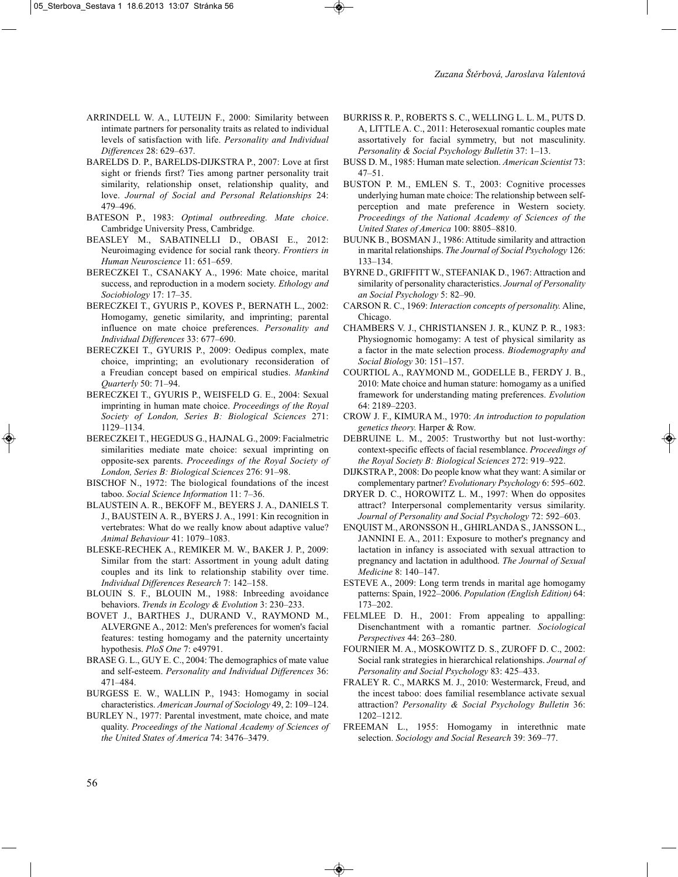ARRINDELL W. A., LUTEIJN F., 2000: Similarity between intimate partners for personality traits as related to individual levels of satisfaction with life. *Personality and Individual Differences* 28: 629–637.

BARELDS D. P., BARELDS-DIJKSTRA P., 2007: Love at first sight or friends first? Ties among partner personality trait similarity, relationship onset, relationship quality, and love. *Journal of Social and Personal Relationships* 24: 479–496.

BATESON P., 1983: *Optimal outbreeding. Mate choice*. Cambridge University Press, Cambridge.

BEASLEY M., SABATINELLI D., OBASI E., 2012: Neuroimaging evidence for social rank theory. *Frontiers in Human Neuroscience* 11: 651–659.

BERECZKEI T., CSANAKY A., 1996: Mate choice, marital success, and reproduction in a modern society. *Ethology and Sociobiology* 17: 17–35.

BERECZKEI T., GYURIS P., KOVES P., BERNATH L., 2002: Homogamy, genetic similarity, and imprinting; parental influence on mate choice preferences. *Personality and Individual Differences* 33: 677–690.

BERECZKEI T., GYURIS P., 2009: Oedipus complex, mate choice, imprinting; an evolutionary reconsideration of a Freudian concept based on empirical studies. *Mankind Quarterly* 50: 71–94.

BERECZKEI T., GYURIS P., WEISFELD G. E., 2004: Sexual imprinting in human mate choice. *Proceedings of the Royal Society of London, Series B: Biological Sciences* 271: 1129–1134.

BERECZKEI T., HEGEDUS G., HAJNAL G., 2009: Facialmetric similarities mediate mate choice: sexual imprinting on opposite-sex parents. *Proceedings of the Royal Society of London, Series B: Biological Sciences* 276: 91–98.

BISCHOF N., 1972: The biological foundations of the incest taboo. *Social Science Information* 11: 7–36.

BLAUSTEIN A. R., BEKOFF M., BEYERS J. A., DANIELS T. J., BAUSTEIN A. R., BYERS J. A., 1991: Kin recognition in vertebrates: What do we really know about adaptive value? *Animal Behaviour* 41: 1079–1083.

BLESKE-RECHEK A., REMIKER M. W., BAKER J. P., 2009: Similar from the start: Assortment in young adult dating couples and its link to relationship stability over time. *Individual Differences Research* 7: 142–158.

BLOUIN S. F., BLOUIN M., 1988: Inbreeding avoidance behaviors. *Trends in Ecology & Evolution* 3: 230–233.

BOVET J., BARTHES J., DURAND V., RAYMOND M., ALVERGNE A., 2012: Men's preferences for women's facial features: testing homogamy and the paternity uncertainty hypothesis. *PloS One* 7: e49791.

BRASE G. L., GUY E. C., 2004: The demographics of mate value and self-esteem. *Personality and Individual Differences* 36: 471–484.

BURGESS E. W., WALLIN P., 1943: Homogamy in social characteristics. *American Journal of Sociology* 49, 2: 109–124.

BURLEY N., 1977: Parental investment, mate choice, and mate quality. *Proceedings of the National Academy of Sciences of the United States of America* 74: 3476–3479.

BURRISS R. P., ROBERTS S. C., WELLING L. L. M., PUTS D. A, LITTLE A. C., 2011: Heterosexual romantic couples mate assortatively for facial symmetry, but not masculinity. *Personality & Social Psychology Bulletin* 37: 1–13.

BUSS D. M., 1985: Human mate selection. *American Scientist* 73: 47–51.

BUSTON P. M., EMLEN S. T., 2003: Cognitive processes underlying human mate choice: The relationship between self-perception and mate preference in Western society. *Proceedings of the National Academy of Sciences of the United States of America* 100: 8805–8810.

BUUNK B., BOSMAN J., 1986: Attitude similarity and attraction in marital relationships. *The Journal of Social Psychology* 126: 133–134.

BYRNE D., GRIFFITT W., STEFANIAK D., 1967: Attraction and similarity of personality characteristics. *Journal of Personality an Social Psychology* 5: 82–90.

CARSON R. C., 1969: *Interaction concepts of personality.* Aline, Chicago.

CHAMBERS V. J., CHRISTIANSEN J. R., KUNZ P. R., 1983: Physiognomic homogamy: A test of physical similarity as a factor in the mate selection process. *Biodemography and Social Biology* 30: 151–157.

COURTIOL A., RAYMOND M., GODELLE B., FERDY J. B., 2010: Mate choice and human stature: homogamy as a unified framework for understanding mating preferences. *Evolution* 64: 2189–2203.

CROW J. F., KIMURA M., 1970: *An introduction to population genetics theory.* Harper & Row.

DEBRUINE L. M., 2005: Trustworthy but not lust-worthy: context-specific effects of facial resemblance. *Proceedings of the Royal Society B: Biological Sciences* 272: 919–922.

DIJKSTRA P., 2008: Do people know what they want: A similar or complementary partner? *Evolutionary Psychology* 6: 595–602.

DRYER D. C., HOROWITZ L. M., 1997: When do opposites attract? Interpersonal complementarity versus similarity. *Journal of Personality and Social Psychology* 72: 592–603.

ENQUIST M., ARONSSON H., GHIRLANDA S., JANSSON L., JANNINI E. A., 2011: Exposure to mother's pregnancy and lactation in infancy is associated with sexual attraction to pregnancy and lactation in adulthood. *The Journal of Sexual Medicine* 8: 140–147.

ESTEVE A., 2009: Long term trends in marital age homogamy patterns: Spain, 1922–2006. *Population (English Edition)* 64: 173–202.

FELMLEE D. H., 2001: From appealing to appalling: Disenchantment with a romantic partner. *Sociological Perspectives* 44: 263–280.

FOURNIER M. A., MOSKOWITZ D. S., ZUROFF D. C., 2002: Social rank strategies in hierarchical relationships. *Journal of Personality and Social Psychology* 83: 425–433.

FRALEY R. C., MARKS M. J., 2010: Westermarck, Freud, and the incest taboo: does familial resemblance activate sexual attraction? *Personality & Social Psychology Bulletin* 36: 1202–1212.

FREEMAN L., 1955: Homogamy in interethnic mate selection. *Sociology and Social Research* 39: 369–77.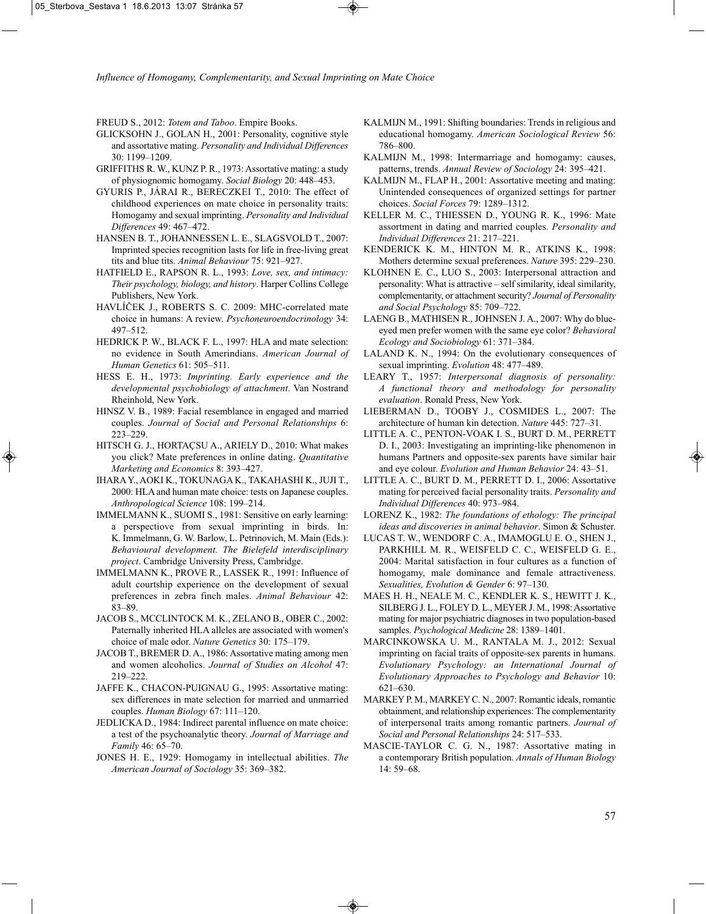FREUD S., 2012: *Totem and Taboo*. Empire Books.

GLICKSOHN J., GOLAN H., 2001: Personality, cognitive style and assortative mating. *Personality and Individual Differences* 30: 1199–1209.

GRIFFITHS R. W., KUNZ P. R., 1973: Assortative mating: a study of physiognomic homogamy. *Social Biology* 20: 448–453.

GYURIS P., JÁRAI R., BERECZKEI T., 2010: The effect of childhood experiences on mate choice in personality traits: Homogamy and sexual imprinting. *Personality and Individual Differences* 49: 467–472.

HANSEN B. T., JOHANNESSEN L. E., SLAGSVOLD T., 2007: Imprinted species recognition lasts for life in free-living great tits and blue tits. *Animal Behaviour* 75: 921–927.

HATFIELD E., RAPSON R. L., 1993: *Love, sex, and intimacy: Their psychology, biology, and history*. Harper Collins College Publishers, New York.

HAVLÍČEK J., ROBERTS S. C. 2009: MHC-correlated mate choice in humans: A review. *Psychoneuroendocrinology* 34: 497–512.

HEDRICK P. W., BLACK F. L., 1997: HLA and mate selection: no evidence in South Amerindians. *American Journal of Human Genetics* 61: 505–511.

HESS E. H., 1973: *Imprinting. Early experience and the developmental psychobiology of attachment.* Van Nostrand Rheinhold, New York.

HINSZ V. B., 1989: Facial resemblance in engaged and married couples. *Journal of Social and Personal Relationships* 6: 223–229.

HITSCH G. J., HORTAÇSU A., ARIELY D., 2010: What makes you click? Mate preferences in online dating. *Quantitative Marketing and Economics* 8: 393–427.

IHARA Y., AOKI K., TOKUNAGA K., TAKAHASHI K., JUJI T., 2000: HLA and human mate choice: tests on Japanese couples. *Anthropological Science* 108: 199–214.

IMMELMANN K., SUOMI S., 1981: Sensitive on early learning: a perspectiove from sexual imprinting in birds. In: K. Immelmann, G. W. Barlow, L. Petrinovich, M. Main (Eds.): *Behavioural development. The Bielefeld interdisciplinary project*. Cambridge University Press, Cambridge.

IMMELMANN K., PROVE R., LASSEK R., 1991: Influence of adult courtship experience on the development of sexual preferences in zebra finch males. *Animal Behaviour* 42: 83–89.

JACOB S., MCCLINTOCK M. K., ZELANO B., OBER C., 2002: Paternally inherited HLA alleles are associated with women's choice of male odor. *Nature Genetics* 30: 175–179.

JACOB T., BREMER D. A., 1986: Assortative mating among men and women alcoholics. *Journal of Studies on Alcohol* 47: 219–222.

JAFFE K., CHACON-PUIGNAU G., 1995: Assortative mating: sex differences in mate selection for married and unmarried couples. *Human Biology* 67: 111–120.

JEDLICKA D., 1984: Indirect parental influence on mate choice: a test of the psychoanalytic theory. *Journal of Marriage and Family* 46: 65–70.

JONES H. E., 1929: Homogamy in intellectual abilities. *The American Journal of Sociology* 35: 369–382.

KALMIJN M., 1991: Shifting boundaries: Trends in religious and educational homogamy. *American Sociological Review* 56: 786–800.

KALMIJN M., 1998: Intermarriage and homogamy: causes, patterns, trends. *Annual Review of Sociology* 24: 395–421.

KALMIJN M., FLAP H., 2001: Assortative meeting and mating: Unintended consequences of organized settings for partner choices. *Social Forces* 79: 1289–1312.

KELLER M. C., THIESSEN D., YOUNG R. K., 1996: Mate assortment in dating and married couples. *Personality and Individual Differences* 21: 217–221.

KENDERICK K. M., HINTON M. R., ATKINS K., 1998: Mothers determine sexual preferences. *Nature* 395: 229–230.

KLOHNEN E. C., LUO S., 2003: Interpersonal attraction and personality: What is attractive – self similarity, ideal similarity, complementarity, or attachment security? *Journal of Personality and Social Psychology* 85: 709–722.

LAENG B., MATHISEN R., JOHNSEN J. A., 2007: Why do blue-eyed men prefer women with the same eye color? *Behavioral Ecology and Sociobiology* 61: 371–384.

LALAND K. N., 1994: On the evolutionary consequences of sexual imprinting. *Evolution* 48: 477–489.

LEARY T., 1957: *Interpersonal diagnosis of personality: A functional theory and methodology for personality evaluation*. Ronald Press, New York.

LIEBERMAN D., TOOBY J., COSMIDES L., 2007: The architecture of human kin detection. *Nature* 445: 727–31.

LITTLE A. C., PENTON-VOAK I. S., BURT D. M., PERRETT D. I., 2003: Investigating an imprinting-like phenomenon in humans Partners and opposite-sex parents have similar hair and eye colour. *Evolution and Human Behavior* 24: 43–51.

LITTLE A. C., BURT D. M., PERRETT D. I., 2006: Assortative mating for perceived facial personality traits. *Personality and Individual Differences* 40: 973–984.

LORENZ K., 1982: *The foundations of ethology: The principal ideas and discoveries in animal behavior*. Simon & Schuster.

LUCAS T. W., WENDORF C. A., IMAMOGLU E. O., SHEN J., PARKHILL M. R., WEISFELD C. C., WEISFELD G. E., 2004: Marital satisfaction in four cultures as a function of homogamy, male dominance and female attractiveness. *Sexualities, Evolution & Gender* 6: 97–130.

MAES H. H., NEALE M. C., KENDLER K. S., HEWITT J. K., SILBERG J. L., FOLEY D. L., MEYER J. M., 1998: Assortative mating for major psychiatric diagnoses in two population-based samples. *Psychological Medicine* 28: 1389–1401.

MARCINKOWSKA U. M., RANTALA M. J., 2012: Sexual imprinting on facial traits of opposite-sex parents in humans. *Evolutionary Psychology: an International Journal of Evolutionary Approaches to Psychology and Behavior* 10: 621–630.

MARKEY P. M., MARKEY C. N., 2007: Romantic ideals, romantic obtainment, and relationship experiences: The complementarity of interpersonal traits among romantic partners. *Journal of Social and Personal Relationships* 24: 517–533.

MASCIE-TAYLOR C. G. N., 1987: Assortative mating in a contemporary British population. *Annals of Human Biology* 14: 59–68.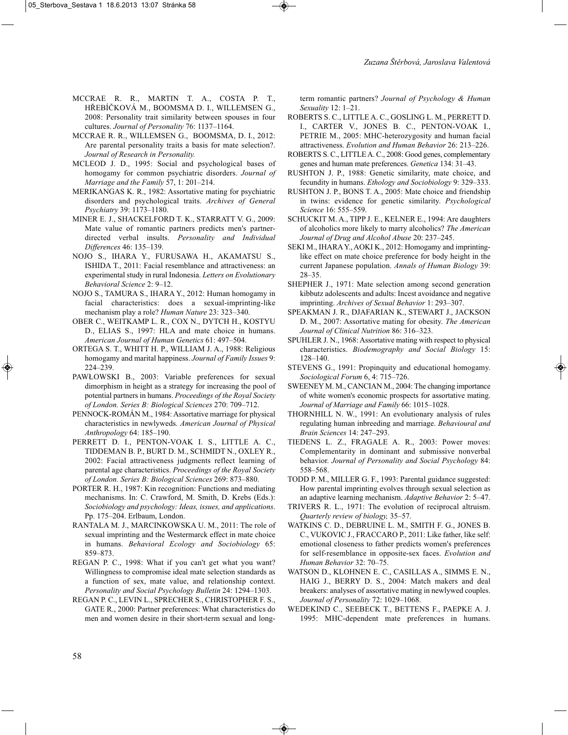MCCRAE R. R., MARTIN T. A., COSTA P. T., HŘEBÍČKOVÁ M., BOOMSMA D. I., WILLEMSEN G., 2008: Personality trait similarity between spouses in four cultures. *Journal of Personality* 76: 1137–1164.

MCCRAE R. R., WILLEMSEN G., BOOMSMA, D. I., 2012: Are parental personality traits a basis for mate selection?. *Journal of Research in Personality.*

MCLEOD J. D., 1995: Social and psychological bases of homogamy for common psychiatric disorders. *Journal of Marriage and the Family* 57, 1: 201–214.

MERIKANGAS K. R., 1982: Assortative mating for psychiatric disorders and psychological traits. *Archives of General Psychiatry* 39: 1173–1180.

MINER E. J., SHACKELFORD T. K., STARRATT V. G., 2009: Mate value of romantic partners predicts men's partner-directed verbal insults. *Personality and Individual Differences* 46: 135–139.

NOJO S., IHARA Y., FURUSAWA H., AKAMATSU S., ISHIDA T., 2011: Facial resemblance and attractiveness: an experimental study in rural Indonesia. *Letters on Evolutionary Behavioral Science* 2: 9–12.

NOJO S., TAMURA S., IHARA Y., 2012: Human homogamy in facial characteristics: does a sexual-imprinting-like mechanism play a role? *Human Nature* 23: 323–340.

OBER C., WEITKAMP L. R., COX N., DYTCH H., KOSTYU D., ELIAS S., 1997: HLA and mate choice in humans. *American Journal of Human Genetics* 61: 497–504.

ORTEGA S. T., WHITT H. P., WILLIAM J. A., 1988: Religious homogamy and marital happiness. *Journal of Family Issues* 9: 224–239.

PAWŁOWSKI B., 2003: Variable preferences for sexual dimorphism in height as a strategy for increasing the pool of potential partners in humans. *Proceedings of the Royal Society of London. Series B: Biological Sciences* 270: 709–712.

PENNOCK-ROMÁN M., 1984: Assortative marriage for physical characteristics in newlyweds. *American Journal of Physical Anthropology* 64: 185–190.

PERRETT D. I., PENTON-VOAK I. S., LITTLE A. C., TIDDEMAN B. P., BURT D. M., SCHMIDT N., OXLEY R., 2002: Facial attractiveness judgments reflect learning of parental age characteristics. *Proceedings of the Royal Society of London. Series B: Biological Sciences* 269: 873–880.

PORTER R. H., 1987: Kin recognition: Functions and mediating mechanisms. In: C. Crawford, M. Smith, D. Krebs (Eds.): *Sociobiology and psychology: Ideas, issues, and applications*. Pp. 175–204. Erlbaum, London.

RANTALA M. J., MARCINKOWSKA U. M., 2011: The role of sexual imprinting and the Westermarck effect in mate choice in humans. *Behavioral Ecology and Sociobiology* 65: 859–873.

REGAN P. C., 1998: What if you can't get what you want? Willingness to compromise ideal mate selection standards as a function of sex, mate value, and relationship context. *Personality and Social Psychology Bulletin* 24: 1294–1303.

REGAN P. C., LEVIN L., SPRECHER S., CHRISTOPHER F. S., GATE R., 2000: Partner preferences: What characteristics do men and women desire in their short-term sexual and long-term romantic partners? *Journal of Psychology & Human Sexuality* 12: 1–21.

ROBERTS S. C., LITTLE A. C., GOSLING L. M., PERRETT D. I., CARTER V., JONES B. C., PENTON-VOAK I., PETRIE M., 2005: MHC-heterozygosity and human facial attractiveness. *Evolution and Human Behavior* 26: 213–226.

ROBERTS S. C., LITTLE A. C., 2008: Good genes, complementary genes and human mate preferences. *Genetica* 134: 31–43.

RUSHTON J. P., 1988: Genetic similarity, mate choice, and fecundity in humans. *Ethology and Sociobiology* 9: 329–333.

RUSHTON J. P., BONS T. A., 2005: Mate choice and friendship in twins: evidence for genetic similarity. *Psychological Science* 16: 555–559.

SCHUCKIT M. A., TIPP J. E., KELNER E., 1994: Are daughters of alcoholics more likely to marry alcoholics? *The American Journal of Drug and Alcohol Abuse* 20: 237–245.

SEKI M., IHARA Y., AOKI K., 2012: Homogamy and imprinting-like effect on mate choice preference for body height in the current Japanese population. *Annals of Human Biology* 39: 28–35.

SHEPHER J., 1971: Mate selection among second generation kibbutz adolescents and adults: Incest avoidance and negative imprinting. *Archives of Sexual Behavior* 1: 293–307.

SPEAKMAN J. R., DJAFARIAN K., STEWART J., JACKSON D. M., 2007: Assortative mating for obesity. *The American Journal of Clinical Nutrition* 86: 316–323.

SPUHLER J. N., 1968: Assortative mating with respect to physical characteristics. *Biodemography and Social Biology* 15: 128–140.

STEVENS G., 1991: Propinquity and educational homogamy. *Sociological Forum* 6, 4: 715–726.

SWEENEY M. M., CANCIAN M., 2004: The changing importance of white women's economic prospects for assortative mating. *Journal of Marriage and Family* 66: 1015–1028.

THORNHILL N. W., 1991: An evolutionary analysis of rules regulating human inbreeding and marriage. *Behavioural and Brain Sciences* 14: 247–293.

TIEDENS L. Z., FRAGALE A. R., 2003: Power moves: Complementarity in dominant and submissive nonverbal behavior. *Journal of Personality and Social Psychology* 84: 558–568.

TODD P. M., MILLER G. F., 1993: Parental guidance suggested: How parental imprinting evolves through sexual selection as an adaptive learning mechanism. *Adaptive Behavior* 2: 5–47.

TRIVERS R. L., 1971: The evolution of reciprocal altruism. *Quarterly review of biology,* 35–57.

WATKINS C. D., DEBRUINE L. M., SMITH F. G., JONES B. C., VUKOVIC J., FRACCARO P., 2011: Like father, like self: emotional closeness to father predicts women's preferences for self-resemblance in opposite-sex faces. *Evolution and Human Behavior* 32: 70–75.

WATSON D., KLOHNEN E. C., CASILLAS A., SIMMS E. N., HAIG J., BERRY D. S., 2004: Match makers and deal breakers: analyses of assortative mating in newlywed couples. *Journal of Personality* 72: 1029–1068.

WEDEKIND C., SEEBECK T., BETTENS F., PAEPKE A. J. 1995: MHC-dependent mate preferences in humans.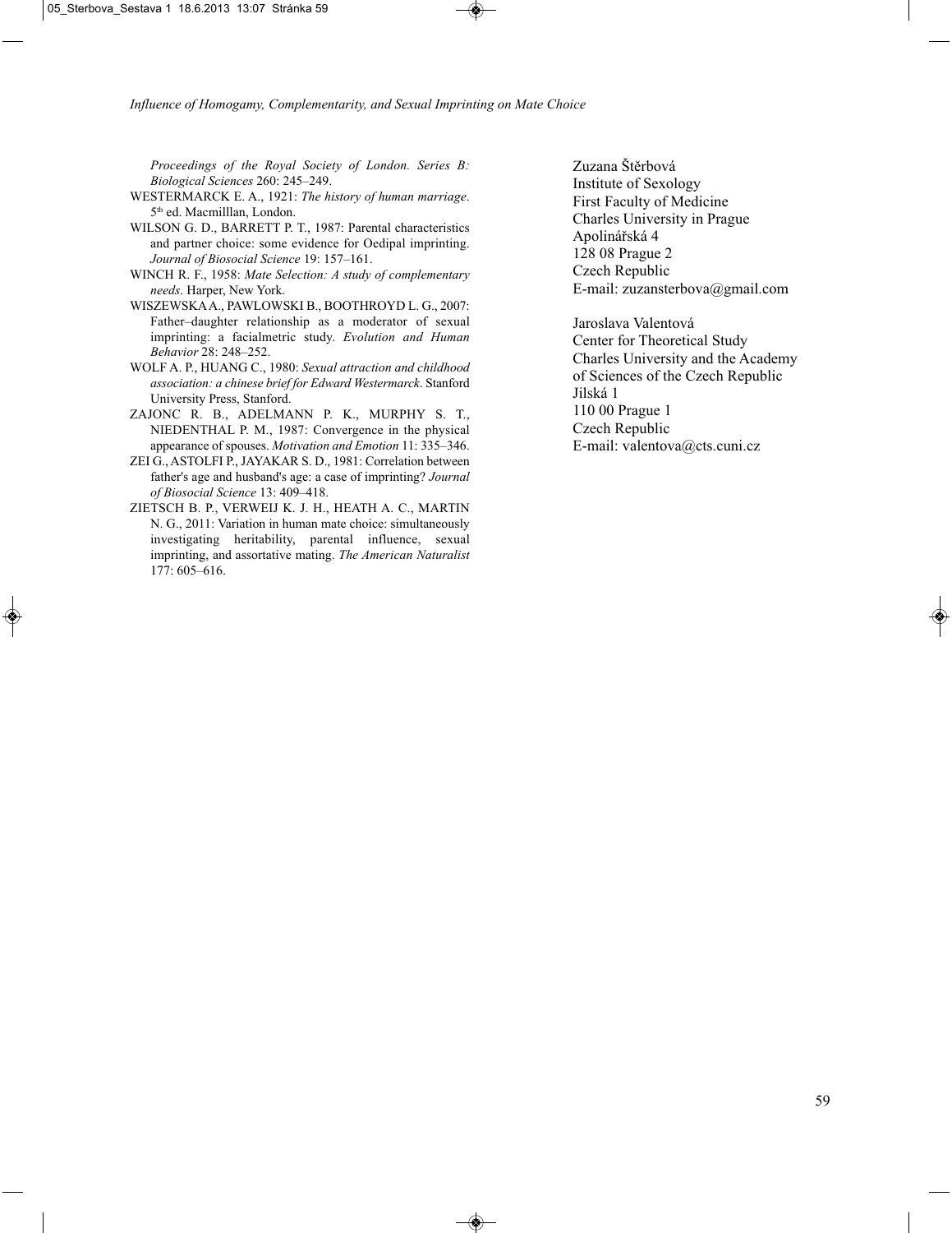*Proceedings of the Royal Society of London. Series B: Biological Sciences* 260: 245–249.

WESTERMARCK E. A., 1921: *The history of human marriage*. 5th ed. Macmilllan, London.

WILSON G. D., BARRETT P. T., 1987: Parental characteristics and partner choice: some evidence for Oedipal imprinting. *Journal of Biosocial Science* 19: 157–161.

WINCH R. F., 1958: *Mate Selection: A study of complementary needs*. Harper, New York.

WISZEWSKA A., PAWLOWSKI B., BOOTHROYD L. G., 2007: Father–daughter relationship as a moderator of sexual imprinting: a facialmetric study. *Evolution and Human Behavior* 28: 248–252.

WOLF A. P., HUANG C., 1980: *Sexual attraction and childhood association: a chinese brief for Edward Westermarck*. Stanford University Press, Stanford.

ZAJONC R. B., ADELMANN P. K., MURPHY S. T., NIEDENTHAL P. M., 1987: Convergence in the physical appearance of spouses. *Motivation and Emotion* 11: 335–346.

ZEI G., ASTOLFI P., JAYAKAR S. D., 1981: Correlation between father's age and husband's age: a case of imprinting? *Journal of Biosocial Science* 13: 409–418.

ZIETSCH B. P., VERWEIJ K. J. H., HEATH A. C., MARTIN N. G., 2011: Variation in human mate choice: simultaneously investigating heritability, parental influence, sexual imprinting, and assortative mating. *The American Naturalist* 177: 605–616.

Zuzana Štěrbová
Institute of Sexology
First Faculty of Medicine
Charles University in Prague
Apolinářská 4
128 08 Prague 2
Czech Republic
E-mail: zuzansterbova@gmail.com

Jaroslava Valentová
Center for Theoretical Study
Charles University and the Academy of Sciences of the Czech Republic
Jilská 1
110 00 Prague 1
Czech Republic
E-mail: valentova@cts.cuni.cz